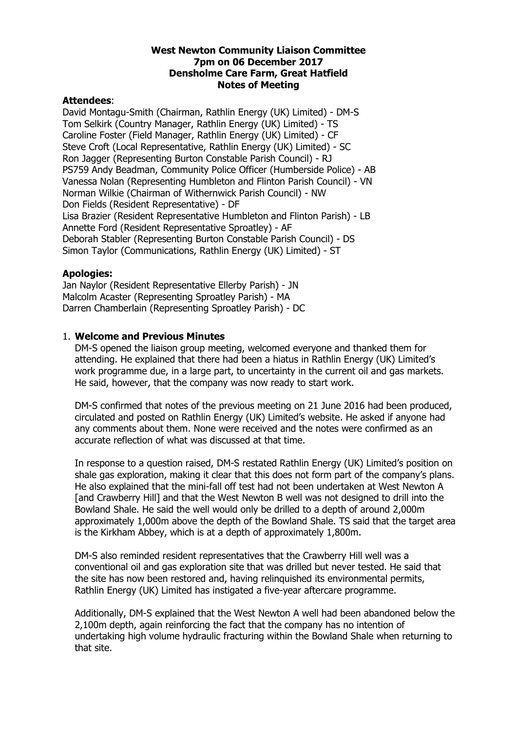**West Newton Community Liaison Committee**
**7pm on 06 December 2017**
**Densholme Care Farm, Great Hatfield**
**Notes of Meeting**

**Attendees**:

David Montagu-Smith (Chairman, Rathlin Energy (UK) Limited) - DM-S
Tom Selkirk (Country Manager, Rathlin Energy (UK) Limited) - TS
Caroline Foster (Field Manager, Rathlin Energy (UK) Limited) - CF
Steve Croft (Local Representative, Rathlin Energy (UK) Limited) - SC
Ron Jagger (Representing Burton Constable Parish Council) - RJ
PS759 Andy Beadman, Community Police Officer (Humberside Police) - AB
Vanessa Nolan (Representing Humbleton and Flinton Parish Council) - VN
Norman Wilkie (Chairman of Withernwick Parish Council) - NW
Don Fields (Resident Representative) - DF
Lisa Brazier (Resident Representative Humbleton and Flinton Parish) - LB
Annette Ford (Resident Representative Sproatley) - AF
Deborah Stabler (Representing Burton Constable Parish Council) - DS
Simon Taylor (Communications, Rathlin Energy (UK) Limited) - ST

**Apologies:**

Jan Naylor (Resident Representative Ellerby Parish) - JN
Malcolm Acaster (Representing Sproatley Parish) - MA
Darren Chamberlain (Representing Sproatley Parish) - DC

1. **Welcome and Previous Minutes**

   DM-S opened the liaison group meeting, welcomed everyone and thanked them for attending. He explained that there had been a hiatus in Rathlin Energy (UK) Limited's work programme due, in a large part, to uncertainty in the current oil and gas markets. He said, however, that the company was now ready to start work.

   DM-S confirmed that notes of the previous meeting on 21 June 2016 had been produced, circulated and posted on Rathlin Energy (UK) Limited's website. He asked if anyone had any comments about them. None were received and the notes were confirmed as an accurate reflection of what was discussed at that time.

   In response to a question raised, DM-S restated Rathlin Energy (UK) Limited's position on shale gas exploration, making it clear that this does not form part of the company's plans. He also explained that the mini-fall off test had not been undertaken at West Newton A [and Crawberry Hill] and that the West Newton B well was not designed to drill into the Bowland Shale. He said the well would only be drilled to a depth of around 2,000m approximately 1,000m above the depth of the Bowland Shale. TS said that the target area is the Kirkham Abbey, which is at a depth of approximately 1,800m.

   DM-S also reminded resident representatives that the Crawberry Hill well was a conventional oil and gas exploration site that was drilled but never tested. He said that the site has now been restored and, having relinquished its environmental permits, Rathlin Energy (UK) Limited has instigated a five-year aftercare programme.

   Additionally, DM-S explained that the West Newton A well had been abandoned below the 2,100m depth, again reinforcing the fact that the company has no intention of undertaking high volume hydraulic fracturing within the Bowland Shale when returning to that site.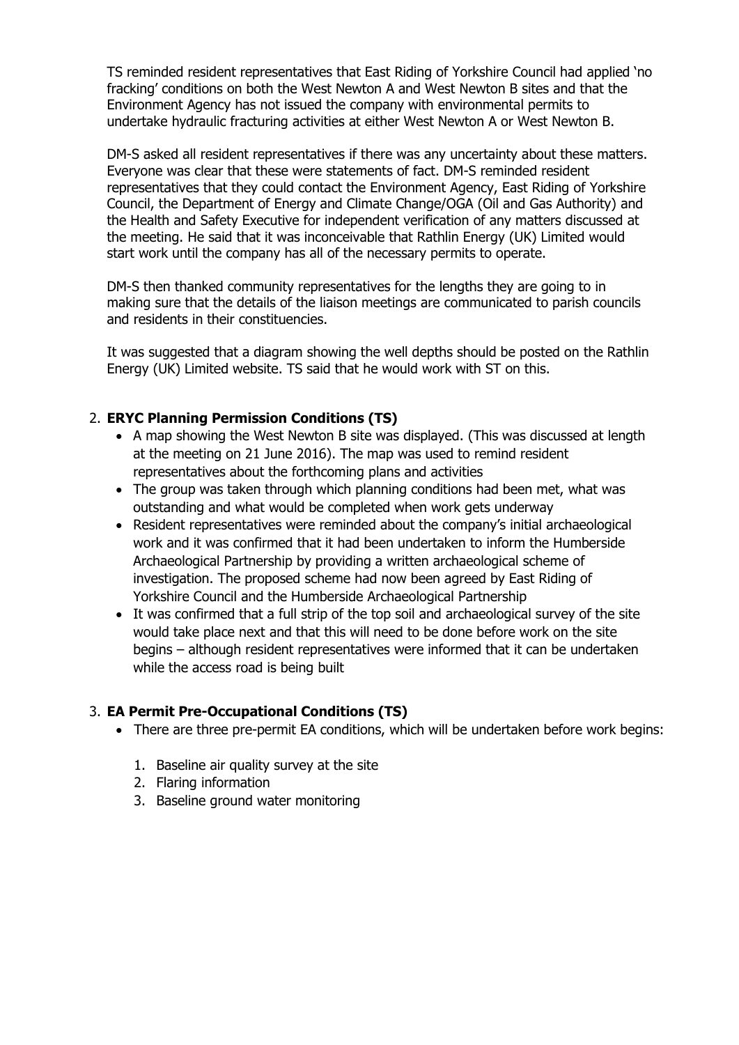TS reminded resident representatives that East Riding of Yorkshire Council had applied 'no fracking' conditions on both the West Newton A and West Newton B sites and that the Environment Agency has not issued the company with environmental permits to undertake hydraulic fracturing activities at either West Newton A or West Newton B.

DM-S asked all resident representatives if there was any uncertainty about these matters. Everyone was clear that these were statements of fact. DM-S reminded resident representatives that they could contact the Environment Agency, East Riding of Yorkshire Council, the Department of Energy and Climate Change/OGA (Oil and Gas Authority) and the Health and Safety Executive for independent verification of any matters discussed at the meeting. He said that it was inconceivable that Rathlin Energy (UK) Limited would start work until the company has all of the necessary permits to operate.

DM-S then thanked community representatives for the lengths they are going to in making sure that the details of the liaison meetings are communicated to parish councils and residents in their constituencies.

It was suggested that a diagram showing the well depths should be posted on the Rathlin Energy (UK) Limited website. TS said that he would work with ST on this.

2. **ERYC Planning Permission Conditions (TS)**
   - A map showing the West Newton B site was displayed. (This was discussed at length at the meeting on 21 June 2016). The map was used to remind resident representatives about the forthcoming plans and activities
   - The group was taken through which planning conditions had been met, what was outstanding and what would be completed when work gets underway
   - Resident representatives were reminded about the company's initial archaeological work and it was confirmed that it had been undertaken to inform the Humberside Archaeological Partnership by providing a written archaeological scheme of investigation. The proposed scheme had now been agreed by East Riding of Yorkshire Council and the Humberside Archaeological Partnership
   - It was confirmed that a full strip of the top soil and archaeological survey of the site would take place next and that this will need to be done before work on the site begins – although resident representatives were informed that it can be undertaken while the access road is being built

3. **EA Permit Pre-Occupational Conditions (TS)**
   - There are three pre-permit EA conditions, which will be undertaken before work begins:

     1. Baseline air quality survey at the site
     2. Flaring information
     3. Baseline ground water monitoring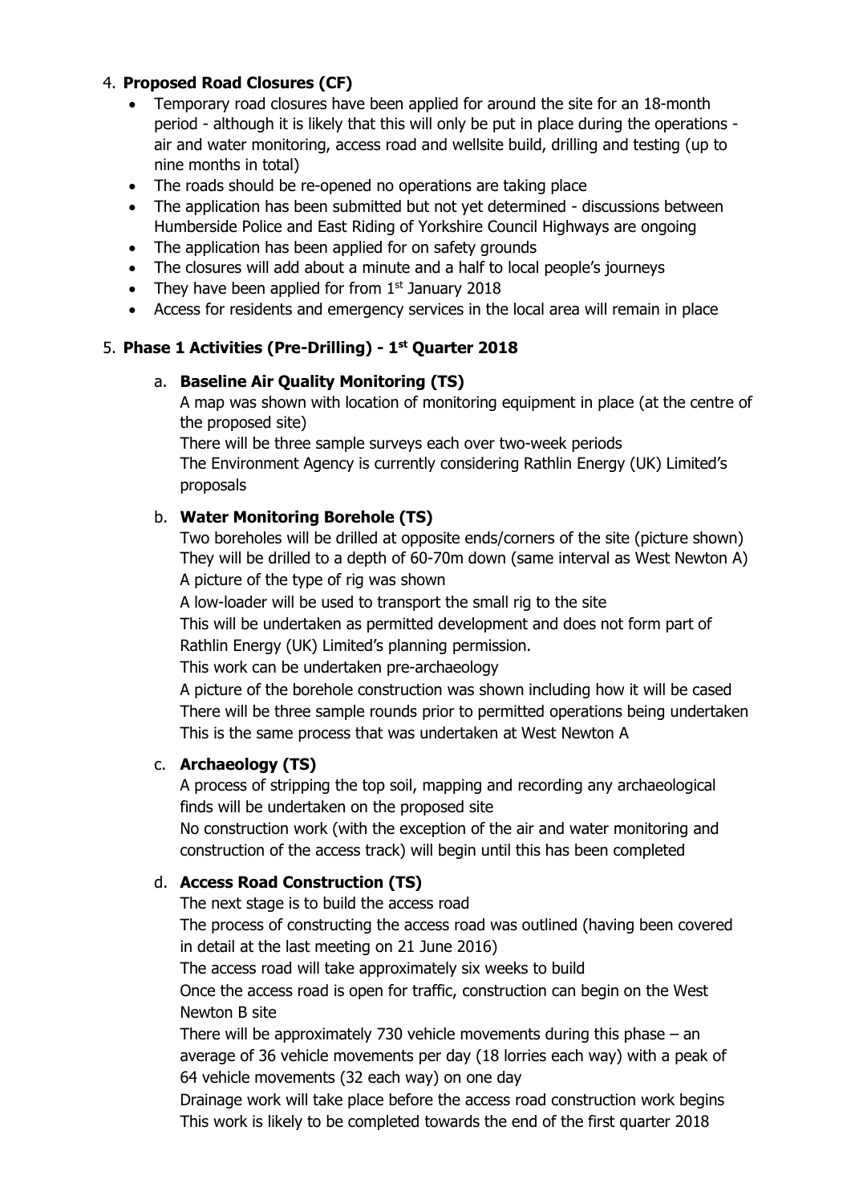4. **Proposed Road Closures (CF)**
   - Temporary road closures have been applied for around the site for an 18-month period - although it is likely that this will only be put in place during the operations - air and water monitoring, access road and wellsite build, drilling and testing (up to nine months in total)
   - The roads should be re-opened no operations are taking place
   - The application has been submitted but not yet determined - discussions between Humberside Police and East Riding of Yorkshire Council Highways are ongoing
   - The application has been applied for on safety grounds
   - The closures will add about a minute and a half to local people's journeys
   - They have been applied for from 1st January 2018
   - Access for residents and emergency services in the local area will remain in place

5. **Phase 1 Activities (Pre-Drilling) - 1st Quarter 2018**

   a. **Baseline Air Quality Monitoring (TS)**
   A map was shown with location of monitoring equipment in place (at the centre of the proposed site)
   There will be three sample surveys each over two-week periods
   The Environment Agency is currently considering Rathlin Energy (UK) Limited's proposals

   b. **Water Monitoring Borehole (TS)**
   Two boreholes will be drilled at opposite ends/corners of the site (picture shown)
   They will be drilled to a depth of 60-70m down (same interval as West Newton A)
   A picture of the type of rig was shown
   A low-loader will be used to transport the small rig to the site
   This will be undertaken as permitted development and does not form part of Rathlin Energy (UK) Limited's planning permission.
   This work can be undertaken pre-archaeology
   A picture of the borehole construction was shown including how it will be cased
   There will be three sample rounds prior to permitted operations being undertaken
   This is the same process that was undertaken at West Newton A

   c. **Archaeology (TS)**
   A process of stripping the top soil, mapping and recording any archaeological finds will be undertaken on the proposed site
   No construction work (with the exception of the air and water monitoring and construction of the access track) will begin until this has been completed

   d. **Access Road Construction (TS)**
   The next stage is to build the access road
   The process of constructing the access road was outlined (having been covered in detail at the last meeting on 21 June 2016)
   The access road will take approximately six weeks to build
   Once the access road is open for traffic, construction can begin on the West Newton B site
   There will be approximately 730 vehicle movements during this phase – an average of 36 vehicle movements per day (18 lorries each way) with a peak of 64 vehicle movements (32 each way) on one day
   Drainage work will take place before the access road construction work begins
   This work is likely to be completed towards the end of the first quarter 2018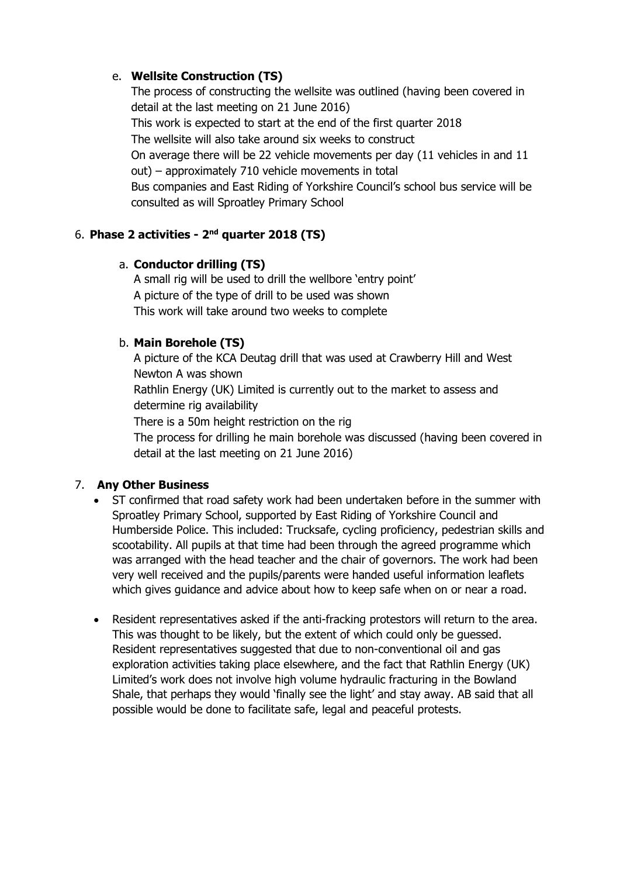e. **Wellsite Construction (TS)**

The process of constructing the wellsite was outlined (having been covered in detail at the last meeting on 21 June 2016)
This work is expected to start at the end of the first quarter 2018
The wellsite will also take around six weeks to construct
On average there will be 22 vehicle movements per day (11 vehicles in and 11 out) – approximately 710 vehicle movements in total
Bus companies and East Riding of Yorkshire Council's school bus service will be consulted as will Sproatley Primary School

6. **Phase 2 activities - 2nd quarter 2018 (TS)**

a. **Conductor drilling (TS)**

A small rig will be used to drill the wellbore 'entry point'
A picture of the type of drill to be used was shown
This work will take around two weeks to complete

b. **Main Borehole (TS)**

A picture of the KCA Deutag drill that was used at Crawberry Hill and West Newton A was shown
Rathlin Energy (UK) Limited is currently out to the market to assess and determine rig availability
There is a 50m height restriction on the rig
The process for drilling he main borehole was discussed (having been covered in detail at the last meeting on 21 June 2016)

7. **Any Other Business**

- ST confirmed that road safety work had been undertaken before in the summer with Sproatley Primary School, supported by East Riding of Yorkshire Council and Humberside Police. This included: Trucksafe, cycling proficiency, pedestrian skills and scootability. All pupils at that time had been through the agreed programme which was arranged with the head teacher and the chair of governors. The work had been very well received and the pupils/parents were handed useful information leaflets which gives guidance and advice about how to keep safe when on or near a road.

- Resident representatives asked if the anti-fracking protestors will return to the area. This was thought to be likely, but the extent of which could only be guessed. Resident representatives suggested that due to non-conventional oil and gas exploration activities taking place elsewhere, and the fact that Rathlin Energy (UK) Limited's work does not involve high volume hydraulic fracturing in the Bowland Shale, that perhaps they would 'finally see the light' and stay away. AB said that all possible would be done to facilitate safe, legal and peaceful protests.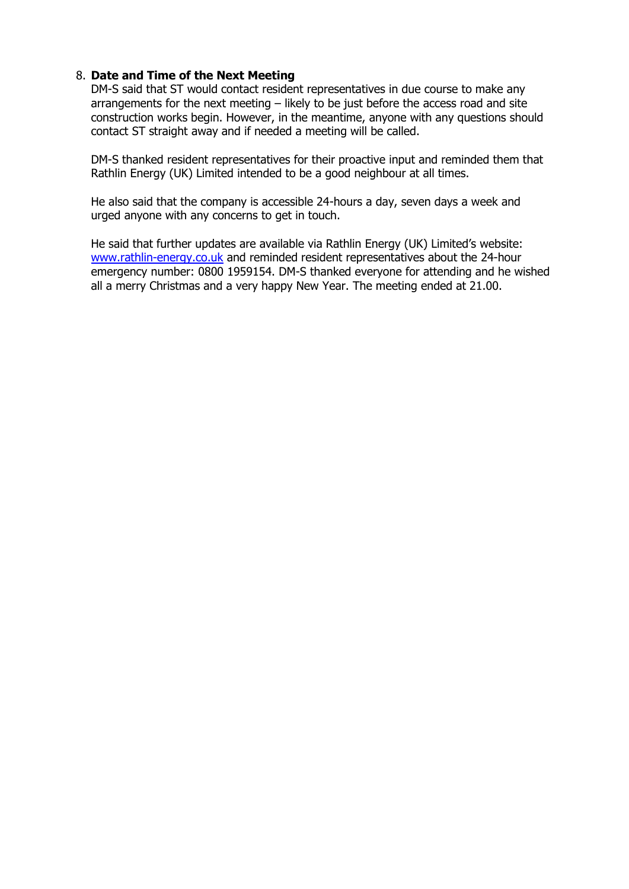8. **Date and Time of the Next Meeting**

   DM-S said that ST would contact resident representatives in due course to make any arrangements for the next meeting – likely to be just before the access road and site construction works begin. However, in the meantime, anyone with any questions should contact ST straight away and if needed a meeting will be called.

   DM-S thanked resident representatives for their proactive input and reminded them that Rathlin Energy (UK) Limited intended to be a good neighbour at all times.

   He also said that the company is accessible 24-hours a day, seven days a week and urged anyone with any concerns to get in touch.

   He said that further updates are available via Rathlin Energy (UK) Limited's website: [www.rathlin-energy.co.uk](http://www.rathlin-energy.co.uk) and reminded resident representatives about the 24-hour emergency number: 0800 1959154. DM-S thanked everyone for attending and he wished all a merry Christmas and a very happy New Year. The meeting ended at 21.00.